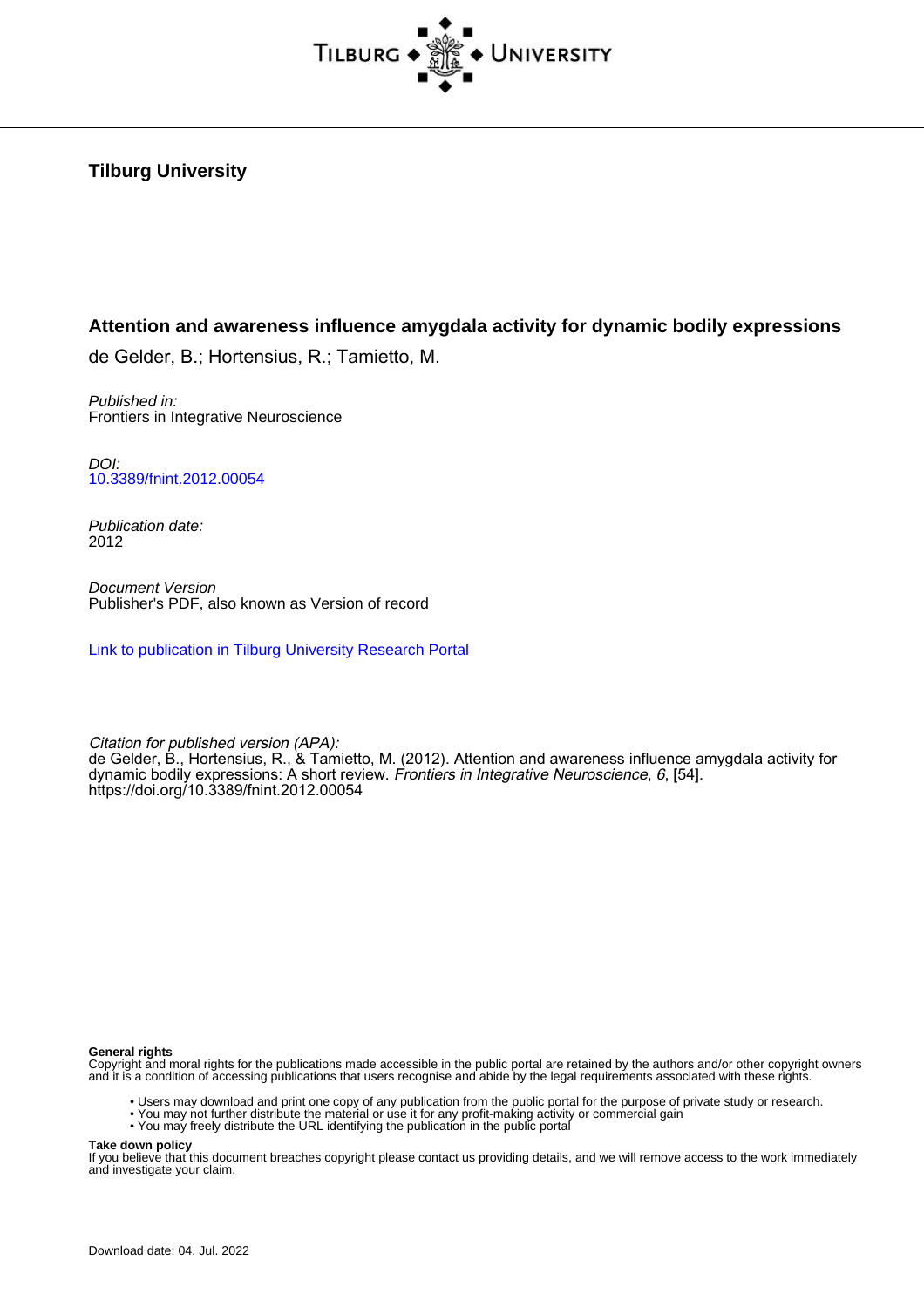**Tilburg University**

# Attention and awareness influence amygdala activity for dynamic bodily expressions

de Gelder, B.; Hortensius, R.; Tamietto, M.

*Published in:*
Frontiers in Integrative Neuroscience

*DOI:*
10.3389/fnint.2012.00054

*Publication date:*
2012

*Document Version*
Publisher's PDF, also known as Version of record

Link to publication in Tilburg University Research Portal

*Citation for published version (APA):*
de Gelder, B., Hortensius, R., & Tamietto, M. (2012). Attention and awareness influence amygdala activity for dynamic bodily expressions: A short review. *Frontiers in Integrative Neuroscience*, *6*, [54]. https://doi.org/10.3389/fnint.2012.00054

**General rights**
Copyright and moral rights for the publications made accessible in the public portal are retained by the authors and/or other copyright owners and it is a condition of accessing publications that users recognise and abide by the legal requirements associated with these rights.

- Users may download and print one copy of any publication from the public portal for the purpose of private study or research.
- You may not further distribute the material or use it for any profit-making activity or commercial gain
- You may freely distribute the URL identifying the publication in the public portal

**Take down policy**
If you believe that this document breaches copyright please contact us providing details, and we will remove access to the work immediately and investigate your claim.

Download date: 04. Jul. 2022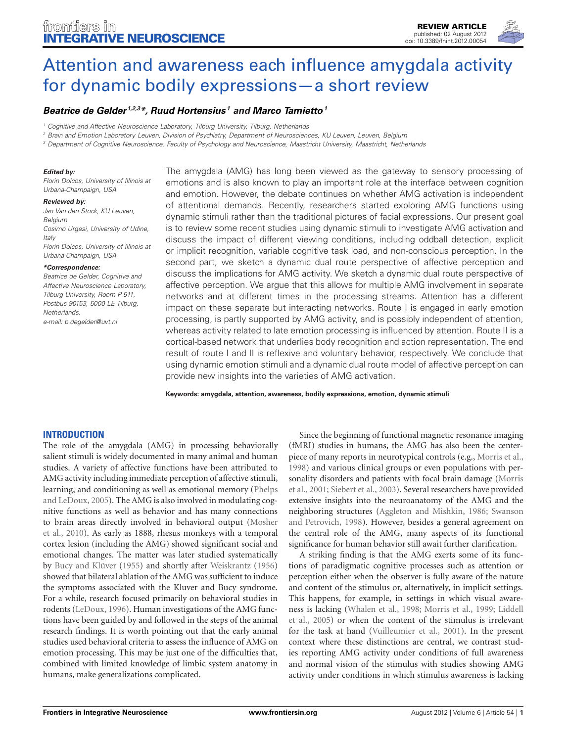# Attention and awareness each influence amygdala activity for dynamic bodily expressions—a short review

***Beatrice de Gelder[1,2,3]\*, Ruud Hortensius[1] and Marco Tamietto[1]***

[1] Cognitive and Affective Neuroscience Laboratory, Tilburg University, Tilburg, Netherlands

[2] Brain and Emotion Laboratory Leuven, Division of Psychiatry, Department of Neurosciences, KU Leuven, Leuven, Belgium

[3] Department of Cognitive Neuroscience, Faculty of Psychology and Neuroscience, Maastricht University, Maastricht, Netherlands

***Edited by:***
*Florin Dolcos, University of Illinois at Urbana-Champaign, USA*

***Reviewed by:***
*Jan Van den Stock, KU Leuven, Belgium*
*Cosimo Urgesi, University of Udine, Italy*
*Florin Dolcos, University of Illinois at Urbana-Champaign, USA*

***\*Correspondence:***
*Beatrice de Gelder, Cognitive and Affective Neuroscience Laboratory, Tilburg University, Room P 511, Postbus 90153, 5000 LE Tilburg, Netherlands.*
*e-mail: b.degelder@uvt.nl*

The amygdala (AMG) has long been viewed as the gateway to sensory processing of emotions and is also known to play an important role at the interface between cognition and emotion. However, the debate continues on whether AMG activation is independent of attentional demands. Recently, researchers started exploring AMG functions using dynamic stimuli rather than the traditional pictures of facial expressions. Our present goal is to review some recent studies using dynamic stimuli to investigate AMG activation and discuss the impact of different viewing conditions, including oddball detection, explicit or implicit recognition, variable cognitive task load, and non-conscious perception. In the second part, we sketch a dynamic dual route perspective of affective perception and discuss the implications for AMG activity. We sketch a dynamic dual route perspective of affective perception. We argue that this allows for multiple AMG involvement in separate networks and at different times in the processing streams. Attention has a different impact on these separate but interacting networks. Route I is engaged in early emotion processing, is partly supported by AMG activity, and is possibly independent of attention, whereas activity related to late emotion processing is influenced by attention. Route II is a cortical-based network that underlies body recognition and action representation. The end result of route I and II is reflexive and voluntary behavior, respectively. We conclude that using dynamic emotion stimuli and a dynamic dual route model of affective perception can provide new insights into the varieties of AMG activation.

**Keywords: amygdala, attention, awareness, bodily expressions, emotion, dynamic stimuli**

## INTRODUCTION

The role of the amygdala (AMG) in processing behaviorally salient stimuli is widely documented in many animal and human studies. A variety of affective functions have been attributed to AMG activity including immediate perception of affective stimuli, learning, and conditioning as well as emotional memory (Phelps and LeDoux, 2005). The AMG is also involved in modulating cognitive functions as well as behavior and has many connections to brain areas directly involved in behavioral output (Mosher et al., 2010). As early as 1888, rhesus monkeys with a temporal cortex lesion (including the AMG) showed significant social and emotional changes. The matter was later studied systematically by Bucy and Klüver (1955) and shortly after Weiskrantz (1956) showed that bilateral ablation of the AMG was sufficient to induce the symptoms associated with the Kluver and Bucy syndrome. For a while, research focused primarily on behavioral studies in rodents (LeDoux, 1996). Human investigations of the AMG functions have been guided by and followed in the steps of the animal research findings. It is worth pointing out that the early animal studies used behavioral criteria to assess the influence of AMG on emotion processing. This may be just one of the difficulties that, combined with limited knowledge of limbic system anatomy in humans, make generalizations complicated.

Since the beginning of functional magnetic resonance imaging (fMRI) studies in humans, the AMG has also been the centerpiece of many reports in neurotypical controls (e.g., Morris et al., 1998) and various clinical groups or even populations with personality disorders and patients with focal brain damage (Morris et al., 2001; Siebert et al., 2003). Several researchers have provided extensive insights into the neuroanatomy of the AMG and the neighboring structures (Aggleton and Mishkin, 1986; Swanson and Petrovich, 1998). However, besides a general agreement on the central role of the AMG, many aspects of its functional significance for human behavior still await further clarification.

A striking finding is that the AMG exerts some of its functions of paradigmatic cognitive processes such as attention or perception either when the observer is fully aware of the nature and content of the stimulus or, alternatively, in implicit settings. This happens, for example, in settings in which visual awareness is lacking (Whalen et al., 1998; Morris et al., 1999; Liddell et al., 2005) or when the content of the stimulus is irrelevant for the task at hand (Vuilleumier et al., 2001). In the present context where these distinctions are central, we contrast studies reporting AMG activity under conditions of full awareness and normal vision of the stimulus with studies showing AMG activity under conditions in which stimulus awareness is lacking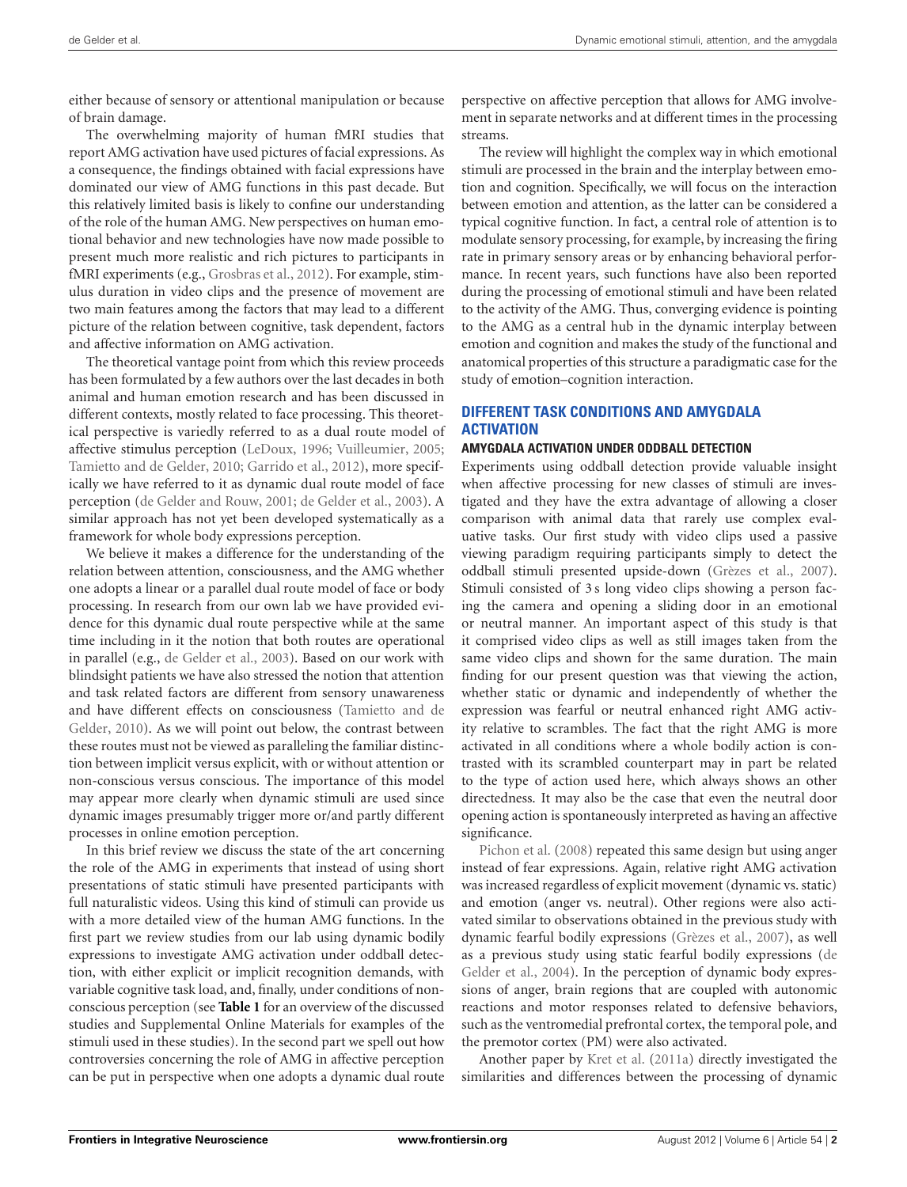either because of sensory or attentional manipulation or because of brain damage.

The overwhelming majority of human fMRI studies that report AMG activation have used pictures of facial expressions. As a consequence, the findings obtained with facial expressions have dominated our view of AMG functions in this past decade. But this relatively limited basis is likely to confine our understanding of the role of the human AMG. New perspectives on human emotional behavior and new technologies have now made possible to present much more realistic and rich pictures to participants in fMRI experiments (e.g., Grosbras et al., 2012). For example, stimulus duration in video clips and the presence of movement are two main features among the factors that may lead to a different picture of the relation between cognitive, task dependent, factors and affective information on AMG activation.

The theoretical vantage point from which this review proceeds has been formulated by a few authors over the last decades in both animal and human emotion research and has been discussed in different contexts, mostly related to face processing. This theoretical perspective is variedly referred to as a dual route model of affective stimulus perception (LeDoux, 1996; Vuilleumier, 2005; Tamietto and de Gelder, 2010; Garrido et al., 2012), more specifically we have referred to it as dynamic dual route model of face perception (de Gelder and Rouw, 2001; de Gelder et al., 2003). A similar approach has not yet been developed systematically as a framework for whole body expressions perception.

We believe it makes a difference for the understanding of the relation between attention, consciousness, and the AMG whether one adopts a linear or a parallel dual route model of face or body processing. In research from our own lab we have provided evidence for this dynamic dual route perspective while at the same time including in it the notion that both routes are operational in parallel (e.g., de Gelder et al., 2003). Based on our work with blindsight patients we have also stressed the notion that attention and task related factors are different from sensory unawareness and have different effects on consciousness (Tamietto and de Gelder, 2010). As we will point out below, the contrast between these routes must not be viewed as paralleling the familiar distinction between implicit versus explicit, with or without attention or non-conscious versus conscious. The importance of this model may appear more clearly when dynamic stimuli are used since dynamic images presumably trigger more or/and partly different processes in online emotion perception.

In this brief review we discuss the state of the art concerning the role of the AMG in experiments that instead of using short presentations of static stimuli have presented participants with full naturalistic videos. Using this kind of stimuli can provide us with a more detailed view of the human AMG functions. In the first part we review studies from our lab using dynamic bodily expressions to investigate AMG activation under oddball detection, with either explicit or implicit recognition demands, with variable cognitive task load, and, finally, under conditions of non-conscious perception (see **Table 1** for an overview of the discussed studies and Supplemental Online Materials for examples of the stimuli used in these studies). In the second part we spell out how controversies concerning the role of AMG in affective perception can be put in perspective when one adopts a dynamic dual route perspective on affective perception that allows for AMG involvement in separate networks and at different times in the processing streams.

The review will highlight the complex way in which emotional stimuli are processed in the brain and the interplay between emotion and cognition. Specifically, we will focus on the interaction between emotion and attention, as the latter can be considered a typical cognitive function. In fact, a central role of attention is to modulate sensory processing, for example, by increasing the firing rate in primary sensory areas or by enhancing behavioral performance. In recent years, such functions have also been reported during the processing of emotional stimuli and have been related to the activity of the AMG. Thus, converging evidence is pointing to the AMG as a central hub in the dynamic interplay between emotion and cognition and makes the study of the functional and anatomical properties of this structure a paradigmatic case for the study of emotion–cognition interaction.

## DIFFERENT TASK CONDITIONS AND AMYGDALA ACTIVATION

### AMYGDALA ACTIVATION UNDER ODDBALL DETECTION

Experiments using oddball detection provide valuable insight when affective processing for new classes of stimuli are investigated and they have the extra advantage of allowing a closer comparison with animal data that rarely use complex evaluative tasks. Our first study with video clips used a passive viewing paradigm requiring participants simply to detect the oddball stimuli presented upside-down (Grèzes et al., 2007). Stimuli consisted of 3 s long video clips showing a person facing the camera and opening a sliding door in an emotional or neutral manner. An important aspect of this study is that it comprised video clips as well as still images taken from the same video clips and shown for the same duration. The main finding for our present question was that viewing the action, whether static or dynamic and independently of whether the expression was fearful or neutral enhanced right AMG activity relative to scrambles. The fact that the right AMG is more activated in all conditions where a whole bodily action is contrasted with its scrambled counterpart may in part be related to the type of action used here, which always shows an other directedness. It may also be the case that even the neutral door opening action is spontaneously interpreted as having an affective significance.

Pichon et al. (2008) repeated this same design but using anger instead of fear expressions. Again, relative right AMG activation was increased regardless of explicit movement (dynamic vs. static) and emotion (anger vs. neutral). Other regions were also activated similar to observations obtained in the previous study with dynamic fearful bodily expressions (Grèzes et al., 2007), as well as a previous study using static fearful bodily expressions (de Gelder et al., 2004). In the perception of dynamic body expressions of anger, brain regions that are coupled with autonomic reactions and motor responses related to defensive behaviors, such as the ventromedial prefrontal cortex, the temporal pole, and the premotor cortex (PM) were also activated.

Another paper by Kret et al. (2011a) directly investigated the similarities and differences between the processing of dynamic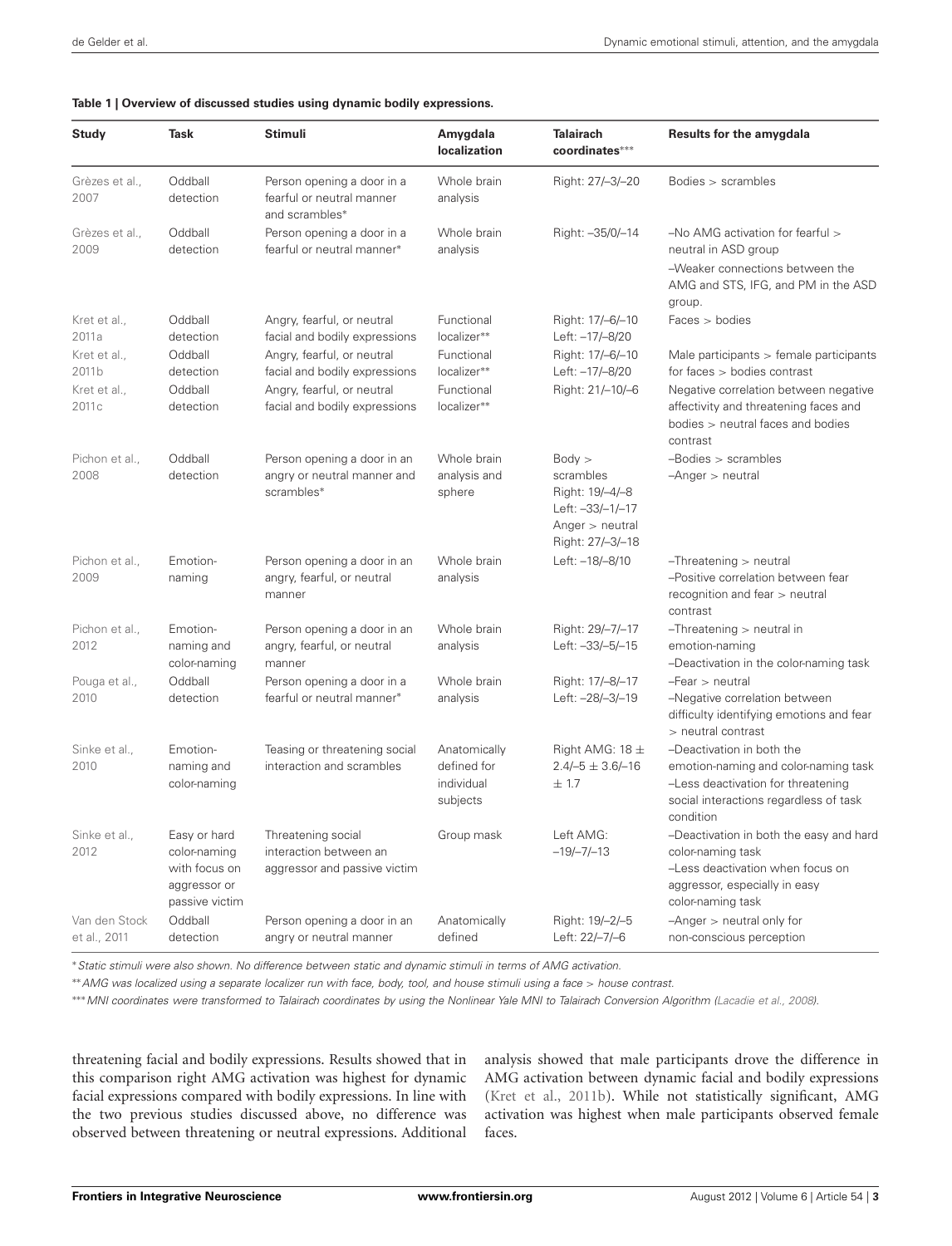**Table 1 | Overview of discussed studies using dynamic bodily expressions.**

| Study | Task | Stimuli | Amygdala localization | Talairach coordinates*** | Results for the amygdala |
|---|---|---|---|---|---|
| Grèzes et al., 2007 | Oddball detection | Person opening a door in a fearful or neutral manner and scrambles* | Whole brain analysis | Right: 27/–3/–20 | Bodies > scrambles |
| Grèzes et al., 2009 | Oddball detection | Person opening a door in a fearful or neutral manner* | Whole brain analysis | Right: –35/0/–14 | –No AMG activation for fearful > neutral in ASD group<br>–Weaker connections between the AMG and STS, IFG, and PM in the ASD group. |
| Kret et al., 2011a | Oddball detection | Angry, fearful, or neutral facial and bodily expressions | Functional localizer** | Right: 17/–6/–10<br>Left: –17/–8/20 | Faces > bodies |
| Kret et al., 2011b | Oddball detection | Angry, fearful, or neutral facial and bodily expressions | Functional localizer** | Right: 17/–6/–10<br>Left: –17/–8/20 | Male participants > female participants for faces > bodies contrast |
| Kret et al., 2011c | Oddball detection | Angry, fearful, or neutral facial and bodily expressions | Functional localizer** | Right: 21/–10/–6 | Negative correlation between negative affectivity and threatening faces and bodies > neutral faces and bodies contrast |
| Pichon et al., 2008 | Oddball detection | Person opening a door in an angry or neutral manner and scrambles* | Whole brain analysis and sphere | Body > scrambles<br>Right: 19/–4/–8<br>Left: –33/–1/–17<br>Anger > neutral<br>Right: 27/–3/–18 | –Bodies > scrambles<br>–Anger > neutral |
| Pichon et al., 2009 | Emotion-naming | Person opening a door in an angry, fearful, or neutral manner | Whole brain analysis | Left: –18/–8/10 | –Threatening > neutral<br>–Positive correlation between fear recognition and fear > neutral contrast |
| Pichon et al., 2012 | Emotion-naming and color-naming | Person opening a door in an angry, fearful, or neutral manner | Whole brain analysis | Right: 29/–7/–17<br>Left: –33/–5/–15 | –Threatening > neutral in emotion-naming<br>–Deactivation in the color-naming task |
| Pouga et al., 2010 | Oddball detection | Person opening a door in a fearful or neutral manner* | Whole brain analysis | Right: 17/–8/–17<br>Left: –28/–3/–19 | –Fear > neutral<br>–Negative correlation between difficulty identifying emotions and fear > neutral contrast |
| Sinke et al., 2010 | Emotion-naming and color-naming | Teasing or threatening social interaction and scrambles | Anatomically defined for individual subjects | Right AMG: 18 ± 2.4/–5 ± 3.6/–16 ± 1.7 | –Deactivation in both the emotion-naming and color-naming task<br>–Less deactivation for threatening social interactions regardless of task condition |
| Sinke et al., 2012 | Easy or hard color-naming with focus on aggressor or passive victim | Threatening social interaction between an aggressor and passive victim | Group mask | Left AMG: –19/–7/–13 | –Deactivation in both the easy and hard color-naming task<br>–Less deactivation when focus on aggressor, especially in easy color-naming task |
| Van den Stock et al., 2011 | Oddball detection | Person opening a door in an angry or neutral manner | Anatomically defined | Right: 19/–2/–5<br>Left: 22/–7/–6 | –Anger > neutral only for non-conscious perception |

*\*Static stimuli were also shown. No difference between static and dynamic stimuli in terms of AMG activation.*

*\*\*AMG was localized using a separate localizer run with face, body, tool, and house stimuli using a face > house contrast.*

*\*\*\*MNI coordinates were transformed to Talairach coordinates by using the Nonlinear Yale MNI to Talairach Conversion Algorithm (Lacadie et al., 2008).*

threatening facial and bodily expressions. Results showed that in this comparison right AMG activation was highest for dynamic facial expressions compared with bodily expressions. In line with the two previous studies discussed above, no difference was observed between threatening or neutral expressions. Additional analysis showed that male participants drove the difference in AMG activation between dynamic facial and bodily expressions (Kret et al., 2011b). While not statistically significant, AMG activation was highest when male participants observed female faces.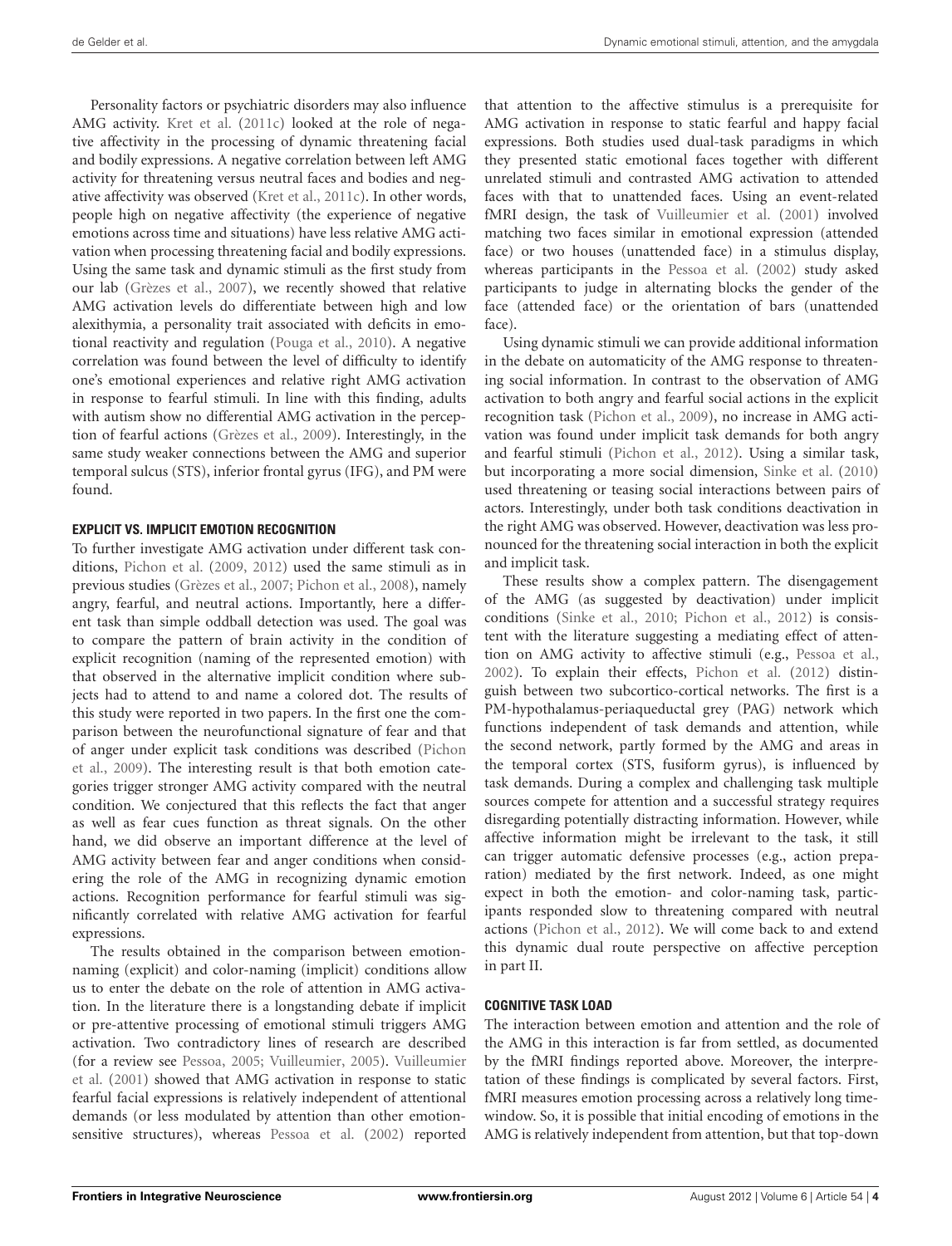Personality factors or psychiatric disorders may also influence AMG activity. Kret et al. (2011c) looked at the role of negative affectivity in the processing of dynamic threatening facial and bodily expressions. A negative correlation between left AMG activity for threatening versus neutral faces and bodies and negative affectivity was observed (Kret et al., 2011c). In other words, people high on negative affectivity (the experience of negative emotions across time and situations) have less relative AMG activation when processing threatening facial and bodily expressions. Using the same task and dynamic stimuli as the first study from our lab (Grèzes et al., 2007), we recently showed that relative AMG activation levels do differentiate between high and low alexithymia, a personality trait associated with deficits in emotional reactivity and regulation (Pouga et al., 2010). A negative correlation was found between the level of difficulty to identify one's emotional experiences and relative right AMG activation in response to fearful stimuli. In line with this finding, adults with autism show no differential AMG activation in the perception of fearful actions (Grèzes et al., 2009). Interestingly, in the same study weaker connections between the AMG and superior temporal sulcus (STS), inferior frontal gyrus (IFG), and PM were found.

### EXPLICIT VS. IMPLICIT EMOTION RECOGNITION

To further investigate AMG activation under different task conditions, Pichon et al. (2009, 2012) used the same stimuli as in previous studies (Grèzes et al., 2007; Pichon et al., 2008), namely angry, fearful, and neutral actions. Importantly, here a different task than simple oddball detection was used. The goal was to compare the pattern of brain activity in the condition of explicit recognition (naming of the represented emotion) with that observed in the alternative implicit condition where subjects had to attend to and name a colored dot. The results of this study were reported in two papers. In the first one the comparison between the neurofunctional signature of fear and that of anger under explicit task conditions was described (Pichon et al., 2009). The interesting result is that both emotion categories trigger stronger AMG activity compared with the neutral condition. We conjectured that this reflects the fact that anger as well as fear cues function as threat signals. On the other hand, we did observe an important difference at the level of AMG activity between fear and anger conditions when considering the role of the AMG in recognizing dynamic emotion actions. Recognition performance for fearful stimuli was significantly correlated with relative AMG activation for fearful expressions.

The results obtained in the comparison between emotion-naming (explicit) and color-naming (implicit) conditions allow us to enter the debate on the role of attention in AMG activation. In the literature there is a longstanding debate if implicit or pre-attentive processing of emotional stimuli triggers AMG activation. Two contradictory lines of research are described (for a review see Pessoa, 2005; Vuilleumier, 2005). Vuilleumier et al. (2001) showed that AMG activation in response to static fearful facial expressions is relatively independent of attentional demands (or less modulated by attention than other emotion-sensitive structures), whereas Pessoa et al. (2002) reported that attention to the affective stimulus is a prerequisite for AMG activation in response to static fearful and happy facial expressions. Both studies used dual-task paradigms in which they presented static emotional faces together with different unrelated stimuli and contrasted AMG activation to attended faces with that to unattended faces. Using an event-related fMRI design, the task of Vuilleumier et al. (2001) involved matching two faces similar in emotional expression (attended face) or two houses (unattended face) in a stimulus display, whereas participants in the Pessoa et al. (2002) study asked participants to judge in alternating blocks the gender of the face (attended face) or the orientation of bars (unattended face).

Using dynamic stimuli we can provide additional information in the debate on automaticity of the AMG response to threatening social information. In contrast to the observation of AMG activation to both angry and fearful social actions in the explicit recognition task (Pichon et al., 2009), no increase in AMG activation was found under implicit task demands for both angry and fearful stimuli (Pichon et al., 2012). Using a similar task, but incorporating a more social dimension, Sinke et al. (2010) used threatening or teasing social interactions between pairs of actors. Interestingly, under both task conditions deactivation in the right AMG was observed. However, deactivation was less pronounced for the threatening social interaction in both the explicit and implicit task.

These results show a complex pattern. The disengagement of the AMG (as suggested by deactivation) under implicit conditions (Sinke et al., 2010; Pichon et al., 2012) is consistent with the literature suggesting a mediating effect of attention on AMG activity to affective stimuli (e.g., Pessoa et al., 2002). To explain their effects, Pichon et al. (2012) distinguish between two subcortico-cortical networks. The first is a PM-hypothalamus-periaqueductal grey (PAG) network which functions independent of task demands and attention, while the second network, partly formed by the AMG and areas in the temporal cortex (STS, fusiform gyrus), is influenced by task demands. During a complex and challenging task multiple sources compete for attention and a successful strategy requires disregarding potentially distracting information. However, while affective information might be irrelevant to the task, it still can trigger automatic defensive processes (e.g., action preparation) mediated by the first network. Indeed, as one might expect in both the emotion- and color-naming task, participants responded slow to threatening compared with neutral actions (Pichon et al., 2012). We will come back to and extend this dynamic dual route perspective on affective perception in part II.

### COGNITIVE TASK LOAD

The interaction between emotion and attention and the role of the AMG in this interaction is far from settled, as documented by the fMRI findings reported above. Moreover, the interpretation of these findings is complicated by several factors. First, fMRI measures emotion processing across a relatively long time-window. So, it is possible that initial encoding of emotions in the AMG is relatively independent from attention, but that top-down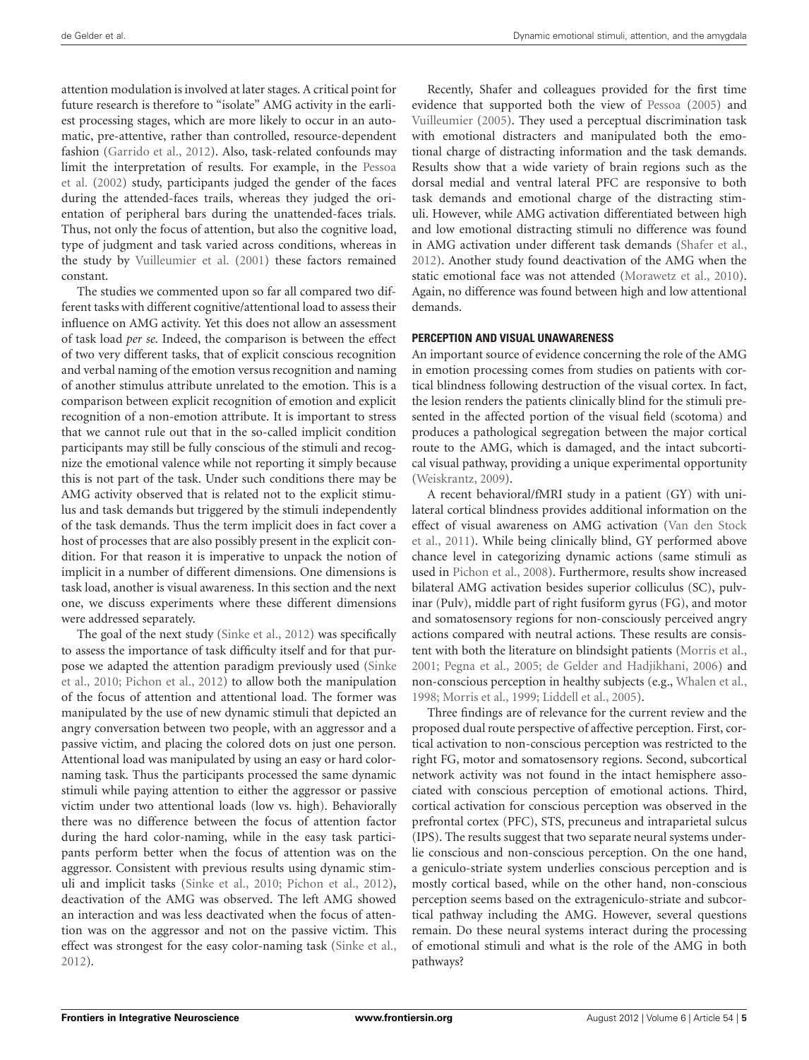attention modulation is involved at later stages. A critical point for future research is therefore to "isolate" AMG activity in the earliest processing stages, which are more likely to occur in an automatic, pre-attentive, rather than controlled, resource-dependent fashion (Garrido et al., 2012). Also, task-related confounds may limit the interpretation of results. For example, in the Pessoa et al. (2002) study, participants judged the gender of the faces during the attended-faces trails, whereas they judged the orientation of peripheral bars during the unattended-faces trials. Thus, not only the focus of attention, but also the cognitive load, type of judgment and task varied across conditions, whereas in the study by Vuilleumier et al. (2001) these factors remained constant.

The studies we commented upon so far all compared two different tasks with different cognitive/attentional load to assess their influence on AMG activity. Yet this does not allow an assessment of task load *per se*. Indeed, the comparison is between the effect of two very different tasks, that of explicit conscious recognition and verbal naming of the emotion versus recognition and naming of another stimulus attribute unrelated to the emotion. This is a comparison between explicit recognition of emotion and explicit recognition of a non-emotion attribute. It is important to stress that we cannot rule out that in the so-called implicit condition participants may still be fully conscious of the stimuli and recognize the emotional valence while not reporting it simply because this is not part of the task. Under such conditions there may be AMG activity observed that is related not to the explicit stimulus and task demands but triggered by the stimuli independently of the task demands. Thus the term implicit does in fact cover a host of processes that are also possibly present in the explicit condition. For that reason it is imperative to unpack the notion of implicit in a number of different dimensions. One dimensions is task load, another is visual awareness. In this section and the next one, we discuss experiments where these different dimensions were addressed separately.

The goal of the next study (Sinke et al., 2012) was specifically to assess the importance of task difficulty itself and for that purpose we adapted the attention paradigm previously used (Sinke et al., 2010; Pichon et al., 2012) to allow both the manipulation of the focus of attention and attentional load. The former was manipulated by the use of new dynamic stimuli that depicted an angry conversation between two people, with an aggressor and a passive victim, and placing the colored dots on just one person. Attentional load was manipulated by using an easy or hard color-naming task. Thus the participants processed the same dynamic stimuli while paying attention to either the aggressor or passive victim under two attentional loads (low vs. high). Behaviorally there was no difference between the focus of attention factor during the hard color-naming, while in the easy task participants perform better when the focus of attention was on the aggressor. Consistent with previous results using dynamic stimuli and implicit tasks (Sinke et al., 2010; Pichon et al., 2012), deactivation of the AMG was observed. The left AMG showed an interaction and was less deactivated when the focus of attention was on the aggressor and not on the passive victim. This effect was strongest for the easy color-naming task (Sinke et al., 2012).

Recently, Shafer and colleagues provided for the first time evidence that supported both the view of Pessoa (2005) and Vuilleumier (2005). They used a perceptual discrimination task with emotional distracters and manipulated both the emotional charge of distracting information and the task demands. Results show that a wide variety of brain regions such as the dorsal medial and ventral lateral PFC are responsive to both task demands and emotional charge of the distracting stimuli. However, while AMG activation differentiated between high and low emotional distracting stimuli no difference was found in AMG activation under different task demands (Shafer et al., 2012). Another study found deactivation of the AMG when the static emotional face was not attended (Morawetz et al., 2010). Again, no difference was found between high and low attentional demands.

### PERCEPTION AND VISUAL UNAWARENESS

An important source of evidence concerning the role of the AMG in emotion processing comes from studies on patients with cortical blindness following destruction of the visual cortex. In fact, the lesion renders the patients clinically blind for the stimuli presented in the affected portion of the visual field (scotoma) and produces a pathological segregation between the major cortical route to the AMG, which is damaged, and the intact subcortical visual pathway, providing a unique experimental opportunity (Weiskrantz, 2009).

A recent behavioral/fMRI study in a patient (GY) with unilateral cortical blindness provides additional information on the effect of visual awareness on AMG activation (Van den Stock et al., 2011). While being clinically blind, GY performed above chance level in categorizing dynamic actions (same stimuli as used in Pichon et al., 2008). Furthermore, results show increased bilateral AMG activation besides superior colliculus (SC), pulvinar (Pulv), middle part of right fusiform gyrus (FG), and motor and somatosensory regions for non-consciously perceived angry actions compared with neutral actions. These results are consistent with both the literature on blindsight patients (Morris et al., 2001; Pegna et al., 2005; de Gelder and Hadjikhani, 2006) and non-conscious perception in healthy subjects (e.g., Whalen et al., 1998; Morris et al., 1999; Liddell et al., 2005).

Three findings are of relevance for the current review and the proposed dual route perspective of affective perception. First, cortical activation to non-conscious perception was restricted to the right FG, motor and somatosensory regions. Second, subcortical network activity was not found in the intact hemisphere associated with conscious perception of emotional actions. Third, cortical activation for conscious perception was observed in the prefrontal cortex (PFC), STS, precuneus and intraparietal sulcus (IPS). The results suggest that two separate neural systems underlie conscious and non-conscious perception. On the one hand, a geniculo-striate system underlies conscious perception and is mostly cortical based, while on the other hand, non-conscious perception seems based on the extrageniculo-striate and subcortical pathway including the AMG. However, several questions remain. Do these neural systems interact during the processing of emotional stimuli and what is the role of the AMG in both pathways?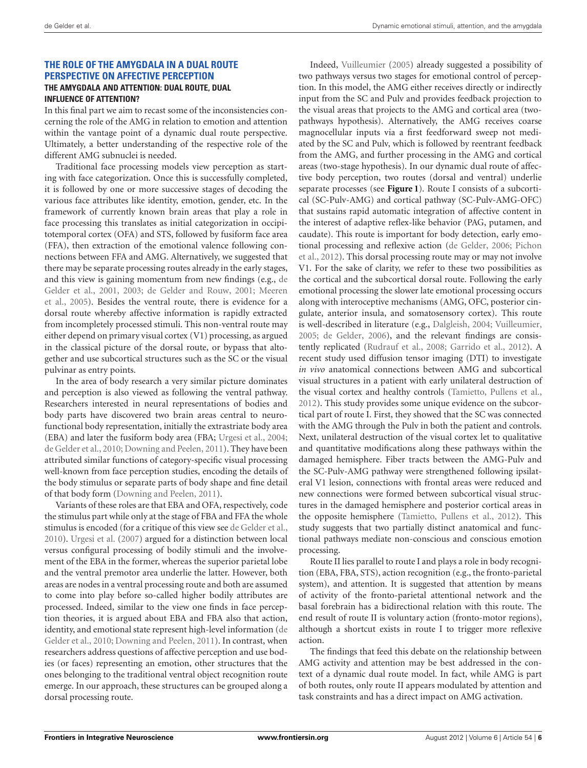## THE ROLE OF THE AMYGDALA IN A DUAL ROUTE PERSPECTIVE ON AFFECTIVE PERCEPTION

### THE AMYGDALA AND ATTENTION: DUAL ROUTE, DUAL INFLUENCE OF ATTENTION?

In this final part we aim to recast some of the inconsistencies concerning the role of the AMG in relation to emotion and attention within the vantage point of a dynamic dual route perspective. Ultimately, a better understanding of the respective role of the different AMG subnuclei is needed.

Traditional face processing models view perception as starting with face categorization. Once this is successfully completed, it is followed by one or more successive stages of decoding the various face attributes like identity, emotion, gender, etc. In the framework of currently known brain areas that play a role in face processing this translates as initial categorization in occipitotemporal cortex (OFA) and STS, followed by fusiform face area (FFA), then extraction of the emotional valence following connections between FFA and AMG. Alternatively, we suggested that there may be separate processing routes already in the early stages, and this view is gaining momentum from new findings (e.g., de Gelder et al., 2001, 2003; de Gelder and Rouw, 2001; Meeren et al., 2005). Besides the ventral route, there is evidence for a dorsal route whereby affective information is rapidly extracted from incompletely processed stimuli. This non-ventral route may either depend on primary visual cortex (V1) processing, as argued in the classical picture of the dorsal route, or bypass that altogether and use subcortical structures such as the SC or the visual pulvinar as entry points.

In the area of body research a very similar picture dominates and perception is also viewed as following the ventral pathway. Researchers interested in neural representations of bodies and body parts have discovered two brain areas central to neurofunctional body representation, initially the extrastriate body area (EBA) and later the fusiform body area (FBA; Urgesi et al., 2004; de Gelder et al., 2010; Downing and Peelen, 2011). They have been attributed similar functions of category-specific visual processing well-known from face perception studies, encoding the details of the body stimulus or separate parts of body shape and fine detail of that body form (Downing and Peelen, 2011).

Variants of these roles are that EBA and OFA, respectively, code the stimulus part while only at the stage of FBA and FFA the whole stimulus is encoded (for a critique of this view see de Gelder et al., 2010). Urgesi et al. (2007) argued for a distinction between local versus configural processing of bodily stimuli and the involvement of the EBA in the former, whereas the superior parietal lobe and the ventral premotor area underlie the latter. However, both areas are nodes in a ventral processing route and both are assumed to come into play before so-called higher bodily attributes are processed. Indeed, similar to the view one finds in face perception theories, it is argued about EBA and FBA also that action, identity, and emotional state represent high-level information (de Gelder et al., 2010; Downing and Peelen, 2011). In contrast, when researchers address questions of affective perception and use bodies (or faces) representing an emotion, other structures that the ones belonging to the traditional ventral object recognition route emerge. In our approach, these structures can be grouped along a dorsal processing route.

Indeed, Vuilleumier (2005) already suggested a possibility of two pathways versus two stages for emotional control of perception. In this model, the AMG either receives directly or indirectly input from the SC and Pulv and provides feedback projection to the visual areas that projects to the AMG and cortical area (two-pathways hypothesis). Alternatively, the AMG receives coarse magnocellular inputs via a first feedforward sweep not mediated by the SC and Pulv, which is followed by reentrant feedback from the AMG, and further processing in the AMG and cortical areas (two-stage hypothesis). In our dynamic dual route of affective body perception, two routes (dorsal and ventral) underlie separate processes (see **Figure 1**). Route I consists of a subcortical (SC-Pulv-AMG) and cortical pathway (SC-Pulv-AMG-OFC) that sustains rapid automatic integration of affective content in the interest of adaptive reflex-like behavior (PAG, putamen, and caudate). This route is important for body detection, early emotional processing and reflexive action (de Gelder, 2006; Pichon et al., 2012). This dorsal processing route may or may not involve V1. For the sake of clarity, we refer to these two possibilities as the cortical and the subcortical dorsal route. Following the early emotional processing the slower late emotional processing occurs along with interoceptive mechanisms (AMG, OFC, posterior cingulate, anterior insula, and somatosensory cortex). This route is well-described in literature (e.g., Dalgleish, 2004; Vuilleumier, 2005; de Gelder, 2006), and the relevant findings are consistently replicated (Rudrauf et al., 2008; Garrido et al., 2012). A recent study used diffusion tensor imaging (DTI) to investigate *in vivo* anatomical connections between AMG and subcortical visual structures in a patient with early unilateral destruction of the visual cortex and healthy controls (Tamietto, Pullens et al., 2012). This study provides some unique evidence on the subcortical part of route I. First, they showed that the SC was connected with the AMG through the Pulv in both the patient and controls. Next, unilateral destruction of the visual cortex let to qualitative and quantitative modifications along these pathways within the damaged hemisphere. Fiber tracts between the AMG-Pulv and the SC-Pulv-AMG pathway were strengthened following ipsilateral V1 lesion, connections with frontal areas were reduced and new connections were formed between subcortical visual structures in the damaged hemisphere and posterior cortical areas in the opposite hemisphere (Tamietto, Pullens et al., 2012). This study suggests that two partially distinct anatomical and functional pathways mediate non-conscious and conscious emotion processing.

Route II lies parallel to route I and plays a role in body recognition (EBA, FBA, STS), action recognition (e.g., the fronto-parietal system), and attention. It is suggested that attention by means of activity of the fronto-parietal attentional network and the basal forebrain has a bidirectional relation with this route. The end result of route II is voluntary action (fronto-motor regions), although a shortcut exists in route I to trigger more reflexive action.

The findings that feed this debate on the relationship between AMG activity and attention may be best addressed in the context of a dynamic dual route model. In fact, while AMG is part of both routes, only route II appears modulated by attention and task constraints and has a direct impact on AMG activation.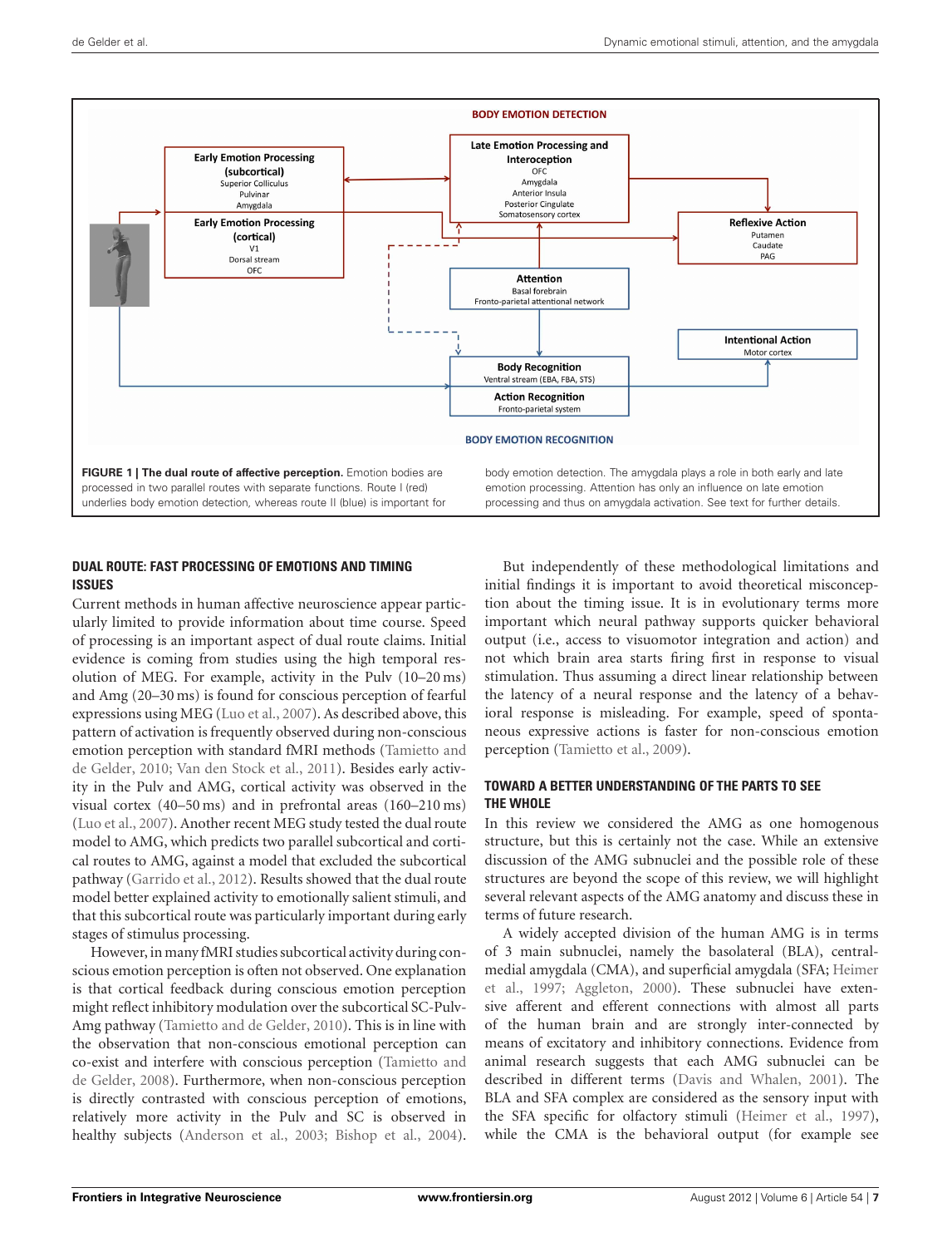BODY EMOTION DETECTION

Early Emotion Processing (subcortical)
Superior Colliculus
Pulvinar
Amygdala

Early Emotion Processing (cortical)
V1
Dorsal stream
OFC

Late Emotion Processing and Interoception
OFC
Amygdala
Anterior Insula
Posterior Cingulate
Somatosensory cortex

Reflexive Action
Putamen
Caudate
PAG

Attention
Basal forebrain
Fronto-parietal attentional network

Intentional Action
Motor cortex

Body Recognition
Ventral stream (EBA, FBA, STS)

Action Recognition
Fronto-parietal system

BODY EMOTION RECOGNITION

**FIGURE 1 | The dual route of affective perception.** Emotion bodies are processed in two parallel routes with separate functions. Route I (red) underlies body emotion detection, whereas route II (blue) is important for body emotion detection. The amygdala plays a role in both early and late emotion processing. Attention has only an influence on late emotion processing and thus on amygdala activation. See text for further details.

## DUAL ROUTE: FAST PROCESSING OF EMOTIONS AND TIMING ISSUES

Current methods in human affective neuroscience appear particularly limited to provide information about time course. Speed of processing is an important aspect of dual route claims. Initial evidence is coming from studies using the high temporal resolution of MEG. For example, activity in the Pulv (10–20 ms) and Amg (20–30 ms) is found for conscious perception of fearful expressions using MEG (Luo et al., 2007). As described above, this pattern of activation is frequently observed during non-conscious emotion perception with standard fMRI methods (Tamietto and de Gelder, 2010; Van den Stock et al., 2011). Besides early activity in the Pulv and AMG, cortical activity was observed in the visual cortex (40–50 ms) and in prefrontal areas (160–210 ms) (Luo et al., 2007). Another recent MEG study tested the dual route model to AMG, which predicts two parallel subcortical and cortical routes to AMG, against a model that excluded the subcortical pathway (Garrido et al., 2012). Results showed that the dual route model better explained activity to emotionally salient stimuli, and that this subcortical route was particularly important during early stages of stimulus processing.

However, in many fMRI studies subcortical activity during conscious emotion perception is often not observed. One explanation is that cortical feedback during conscious emotion perception might reflect inhibitory modulation over the subcortical SC-Pulv-Amg pathway (Tamietto and de Gelder, 2010). This is in line with the observation that non-conscious emotional perception can co-exist and interfere with conscious perception (Tamietto and de Gelder, 2008). Furthermore, when non-conscious perception is directly contrasted with conscious perception of emotions, relatively more activity in the Pulv and SC is observed in healthy subjects (Anderson et al., 2003; Bishop et al., 2004).

But independently of these methodological limitations and initial findings it is important to avoid theoretical misconception about the timing issue. It is in evolutionary terms more important which neural pathway supports quicker behavioral output (i.e., access to visuomotor integration and action) and not which brain area starts firing first in response to visual stimulation. Thus assuming a direct linear relationship between the latency of a neural response and the latency of a behavioral response is misleading. For example, speed of spontaneous expressive actions is faster for non-conscious emotion perception (Tamietto et al., 2009).

## TOWARD A BETTER UNDERSTANDING OF THE PARTS TO SEE THE WHOLE

In this review we considered the AMG as one homogenous structure, but this is certainly not the case. While an extensive discussion of the AMG subnuclei and the possible role of these structures are beyond the scope of this review, we will highlight several relevant aspects of the AMG anatomy and discuss these in terms of future research.

A widely accepted division of the human AMG is in terms of 3 main subnuclei, namely the basolateral (BLA), central-medial amygdala (CMA), and superficial amygdala (SFA; Heimer et al., 1997; Aggleton, 2000). These subnuclei have extensive afferent and efferent connections with almost all parts of the human brain and are strongly inter-connected by means of excitatory and inhibitory connections. Evidence from animal research suggests that each AMG subnuclei can be described in different terms (Davis and Whalen, 2001). The BLA and SFA complex are considered as the sensory input with the SFA specific for olfactory stimuli (Heimer et al., 1997), while the CMA is the behavioral output (for example see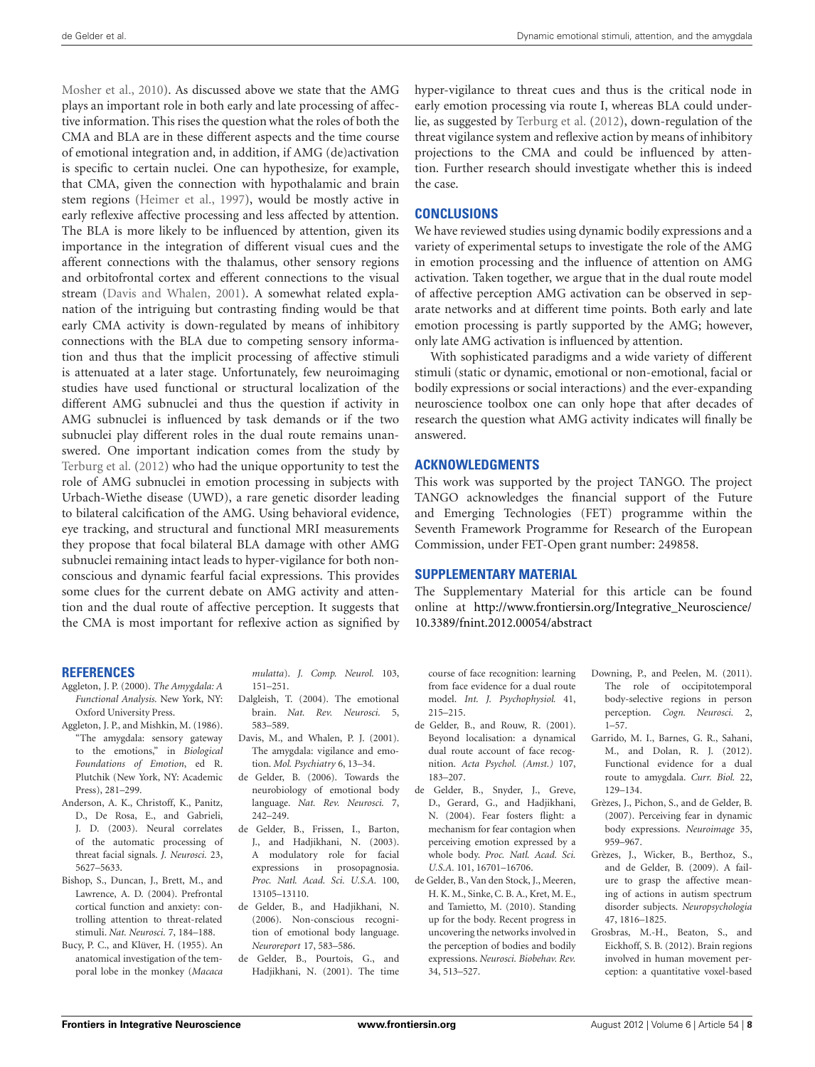Mosher et al., 2010). As discussed above we state that the AMG plays an important role in both early and late processing of affective information. This rises the question what the roles of both the CMA and BLA are in these different aspects and the time course of emotional integration and, in addition, if AMG (de)activation is specific to certain nuclei. One can hypothesize, for example, that CMA, given the connection with hypothalamic and brain stem regions (Heimer et al., 1997), would be mostly active in early reflexive affective processing and less affected by attention. The BLA is more likely to be influenced by attention, given its importance in the integration of different visual cues and the afferent connections with the thalamus, other sensory regions and orbitofrontal cortex and efferent connections to the visual stream (Davis and Whalen, 2001). A somewhat related explanation of the intriguing but contrasting finding would be that early CMA activity is down-regulated by means of inhibitory connections with the BLA due to competing sensory information and thus that the implicit processing of affective stimuli is attenuated at a later stage. Unfortunately, few neuroimaging studies have used functional or structural localization of the different AMG subnuclei and thus the question if activity in AMG subnuclei is influenced by task demands or if the two subnuclei play different roles in the dual route remains unanswered. One important indication comes from the study by Terburg et al. (2012) who had the unique opportunity to test the role of AMG subnuclei in emotion processing in subjects with Urbach-Wiethe disease (UWD), a rare genetic disorder leading to bilateral calcification of the AMG. Using behavioral evidence, eye tracking, and structural and functional MRI measurements they propose that focal bilateral BLA damage with other AMG subnuclei remaining intact leads to hyper-vigilance for both non-conscious and dynamic fearful facial expressions. This provides some clues for the current debate on AMG activity and attention and the dual route of affective perception. It suggests that the CMA is most important for reflexive action as signified by hyper-vigilance to threat cues and thus is the critical node in early emotion processing via route I, whereas BLA could underlie, as suggested by Terburg et al. (2012), down-regulation of the threat vigilance system and reflexive action by means of inhibitory projections to the CMA and could be influenced by attention. Further research should investigate whether this is indeed the case.

## CONCLUSIONS

We have reviewed studies using dynamic bodily expressions and a variety of experimental setups to investigate the role of the AMG in emotion processing and the influence of attention on AMG activation. Taken together, we argue that in the dual route model of affective perception AMG activation can be observed in separate networks and at different time points. Both early and late emotion processing is partly supported by the AMG; however, only late AMG activation is influenced by attention.

With sophisticated paradigms and a wide variety of different stimuli (static or dynamic, emotional or non-emotional, facial or bodily expressions or social interactions) and the ever-expanding neuroscience toolbox one can only hope that after decades of research the question what AMG activity indicates will finally be answered.

## ACKNOWLEDGMENTS

This work was supported by the project TANGO. The project TANGO acknowledges the financial support of the Future and Emerging Technologies (FET) programme within the Seventh Framework Programme for Research of the European Commission, under FET-Open grant number: 249858.

## SUPPLEMENTARY MATERIAL

The Supplementary Material for this article can be found online at http://www.frontiersin.org/Integrative_Neuroscience/10.3389/fnint.2012.00054/abstract

## REFERENCES

Aggleton, J. P. (2000). *The Amygdala: A Functional Analysis.* New York, NY: Oxford University Press.

Aggleton, J. P., and Mishkin, M. (1986). "The amygdala: sensory gateway to the emotions," in *Biological Foundations of Emotion*, ed R. Plutchik (New York, NY: Academic Press), 281–299.

Anderson, A. K., Christoff, K., Panitz, D., De Rosa, E., and Gabrieli, J. D. (2003). Neural correlates of the automatic processing of threat facial signals. *J. Neurosci.* 23, 5627–5633.

Bishop, S., Duncan, J., Brett, M., and Lawrence, A. D. (2004). Prefrontal cortical function and anxiety: controlling attention to threat-related stimuli. *Nat. Neurosci.* 7, 184–188.

Bucy, P. C., and Klüver, H. (1955). An anatomical investigation of the temporal lobe in the monkey (*Macaca mulatta*). *J. Comp. Neurol.* 103, 151–251.

Dalgleish, T. (2004). The emotional brain. *Nat. Rev. Neurosci.* 5, 583–589.

Davis, M., and Whalen, P. J. (2001). The amygdala: vigilance and emotion. *Mol. Psychiatry* 6, 13–34.

de Gelder, B. (2006). Towards the neurobiology of emotional body language. *Nat. Rev. Neurosci.* 7, 242–249.

de Gelder, B., Frissen, I., Barton, J., and Hadjikhani, N. (2003). A modulatory role for facial expressions in prosopagnosia. *Proc. Natl. Acad. Sci. U.S.A.* 100, 13105–13110.

de Gelder, B., and Hadjikhani, N. (2006). Non-conscious recognition of emotional body language. *Neuroreport* 17, 583–586.

de Gelder, B., Pourtois, G., and Hadjikhani, N. (2001). The time course of face recognition: learning from face evidence for a dual route model. *Int. J. Psychophysiol.* 41, 215–215.

de Gelder, B., and Rouw, R. (2001). Beyond localisation: a dynamical dual route account of face recognition. *Acta Psychol. (Amst.)* 107, 183–207.

de Gelder, B., Snyder, J., Greve, D., Gerard, G., and Hadjikhani, N. (2004). Fear fosters flight: a mechanism for fear contagion when perceiving emotion expressed by a whole body. *Proc. Natl. Acad. Sci. U.S.A.* 101, 16701–16706.

de Gelder, B., Van den Stock, J., Meeren, H. K. M., Sinke, C. B. A., Kret, M. E., and Tamietto, M. (2010). Standing up for the body. Recent progress in uncovering the networks involved in the perception of bodies and bodily expressions. *Neurosci. Biobehav. Rev.* 34, 513–527.

Downing, P., and Peelen, M. (2011). The role of occipitotemporal body-selective regions in person perception. *Cogn. Neurosci.* 2, 1–57.

Garrido, M. I., Barnes, G. R., Sahani, M., and Dolan, R. J. (2012). Functional evidence for a dual route to amygdala. *Curr. Biol.* 22, 129–134.

Grèzes, J., Pichon, S., and de Gelder, B. (2007). Perceiving fear in dynamic body expressions. *Neuroimage* 35, 959–967.

Grèzes, J., Wicker, B., Berthoz, S., and de Gelder, B. (2009). A failure to grasp the affective meaning of actions in autism spectrum disorder subjects. *Neuropsychologia* 47, 1816–1825.

Grosbras, M.-H., Beaton, S., and Eickhoff, S. B. (2012). Brain regions involved in human movement perception: a quantitative voxel-based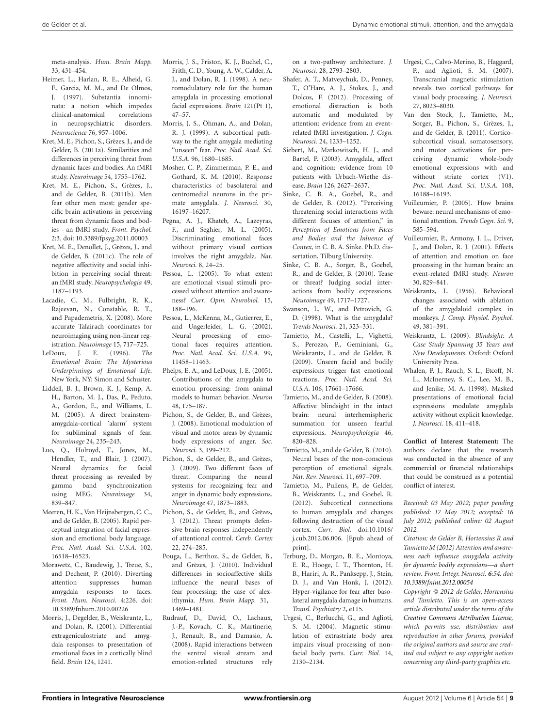meta-analysis. *Hum. Brain Mapp.* 33, 431–454.

Heimer, L., Harlan, R. E., Alheid, G. F., Garcia, M. M., and De Olmos, J. (1997). Substantia innominata: a notion which impedes clinical-anatomical correlations in neuropsychiatric disorders. *Neuroscience* 76, 957–1006.

Kret, M. E., Pichon, S., Grèzes, J., and de Gelder, B. (2011a). Similarities and differences in perceiving threat from dynamic faces and bodies. An fMRI study. *Neuroimage* 54, 1755–1762.

Kret, M. E., Pichon, S., Grèzes, J., and de Gelder, B. (2011b). Men fear other men most: gender specific brain activations in perceiving threat from dynamic faces and bodies - an fMRI study. *Front. Psychol.* 2:3. doi: 10.3389/fpsyg.2011.00003

Kret, M. E., Denollet, J., Grèzes, J., and de Gelder, B. (2011c). The role of negative affectivity and social inhibition in perceiving social threat: an fMRI study. *Neuropsychologia* 49, 1187–1193.

Lacadie, C. M., Fulbright, R. K., Rajeevan, N., Constable, R. T., and Papademetris, X. (2008). More accurate Talairach coordinates for neuroimaging using non-linear registration. *Neuroimage* 15, 717–725.

LeDoux, J. E. (1996). *The Emotional Brain: The Mysterious Underpinnings of Emotional Life*. New York, NY: Simon and Schuster.

Liddell, B. J., Brown, K. J., Kemp, A. H., Barton, M. J., Das, P., Peduto, A., Gordon, E., and Williams, L. M. (2005). A direct brainstem-amygdala-cortical 'alarm' system for subliminal signals of fear. *Neuroimage* 24, 235–243.

Luo, Q., Holroyd, T., Jones, M., Hendler, T., and Blair, J. (2007). Neural dynamics for facial threat processing as revealed by gamma band synchronization using MEG. *Neuroimage* 34, 839–847.

Meeren, H. K., Van Heijnsbergen, C. C., and de Gelder, B. (2005). Rapid perceptual integration of facial expression and emotional body language. *Proc. Natl. Acad. Sci. U.S.A.* 102, 16518–16523.

Morawetz, C., Baudewig, J., Treue, S., and Dechent, P. (2010). Diverting attention suppresses human amygdala responses to faces. *Front. Hum. Neurosci.* 4:226. doi: 10.3389/fnhum.2010.00226

Morris, J., Degelder, B., Weiskrantz, L., and Dolan, R. (2001). Differential extrageniculostriate and amygdala responses to presentation of emotional faces in a cortically blind field. *Brain* 124, 1241.

Morris, J. S., Friston, K. J., Buchel, C., Frith, C. D., Young, A. W., Calder, A. J., and Dolan, R. J. (1998). A neuromodulatory role for the human amygdala in processing emotional facial expressions. *Brain* 121(Pt 1), 47–57.

Morris, J. S., Öhman, A., and Dolan, R. J. (1999). A subcortical pathway to the right amygala mediating "unseen" fear. *Proc. Natl. Acad. Sci. U.S.A.* 96, 1680–1685.

Mosher, C. P., Zimmerman, P. E., and Gothard, K. M. (2010). Response characteristics of basolateral and centromedial neurons in the primate amygdala. *J. Neurosci.* 30, 16197–16207.

Pegna, A. J., Khateb, A., Lazeyras, F., and Seghier, M. L. (2005). Discriminating emotional faces without primary visual cortices involves the right amygdala. *Nat. Neurosci.* 8, 24–25.

Pessoa, L. (2005). To what extent are emotional visual stimuli processed without attention and awareness? *Curr. Opin. Neurobiol.* 15, 188–196.

Pessoa, L., McKenna, M., Gutierrez, E., and Ungerleider, L. G. (2002). Neural processing of emotional faces requires attention. *Proc. Natl. Acad. Sci. U.S.A.* 99, 11458–11463.

Phelps, E. A., and LeDoux, J. E. (2005). Contributions of the amygdala to emotion processing: from animal models to human behavior. *Neuron* 48, 175–187.

Pichon, S., de Gelder, B., and Grèzes, J. (2008). Emotional modulation of visual and motor areas by dynamic body expressions of anger. *Soc. Neurosci.* 3, 199–212.

Pichon, S., de Gelder, B., and Grèzes, J. (2009). Two different faces of threat. Comparing the neural systems for recognizing fear and anger in dynamic body expressions. *Neuroimage* 47, 1873–1883.

Pichon, S., de Gelder, B., and Grèzes, J. (2012). Threat prompts defensive brain responses independently of attentional control. *Cereb. Cortex* 22, 274–285.

Pouga, L., Berthoz, S., de Gelder, B., and Grèzes, J. (2010). Individual differences in socioaffective skills influence the neural bases of fear processing: the case of alexithymia. *Hum. Brain Mapp.* 31, 1469–1481.

Rudrauf, D., David, O., Lachaux, J.-P., Kovach, C. K., Martinerie, J., Renault, B., and Damasio, A. (2008). Rapid interactions between the ventral visual stream and emotion-related structures rely on a two-pathway architecture. *J. Neurosci.* 28, 2793–2803.

Shafer, A. T., Matveychuk, D., Penney, T., O'Hare, A. J., Stokes, J., and Dolcos, F. (2012). Processing of emotional distraction is both automatic and modulated by attention: evidence from an event-related fMRI investigation. *J. Cogn. Neurosci.* 24, 1233–1252.

Siebert, M., Markowitsch, H. J., and Bartel, P. (2003). Amygdala, affect and cognition: evidence from 10 patients with Urbach-Wiethe disease. *Brain* 126, 2627–2637.

Sinke, C. B. A., Goebel, R., and de Gelder, B. (2012). "Perceiving threatening social interactions with different focuses of attention," in *Perception of Emotions from Faces and Bodies and the Inluence of Contex*, in C. B. A. Sinke. Ph.D. dissertation, Tilburg University.

Sinke, C. B. A., Sorger, B., Goebel, R., and de Gelder, B. (2010). Tease or threat? Judging social interactions from bodily expressions. *Neuroimage* 49, 1717–1727.

Swanson, L. W., and Petrovich, G. D. (1998). What is the amygdala? *Trends Neurosci.* 21, 323–331.

Tamietto, M., Castelli, L., Vighetti, S., Perozzo, P., Geminiani, G., Weiskrantz, L., and de Gelder, B. (2009). Unseen facial and bodily expressions trigger fast emotional reactions. *Proc. Natl. Acad. Sci. U.S.A.* 106, 17661–17666.

Tamietto, M., and de Gelder, B. (2008). Affective blindsight in the intact brain: neural interhemispheric summation for unseen fearful expressions. *Neuropsychologia* 46, 820–828.

Tamietto, M., and de Gelder, B. (2010). Neural bases of the non-conscious perception of emotional signals. *Nat. Rev. Neurosci.* 11, 697–709.

Tamietto, M., Pullens, P., de Gelder, B., Weiskrantz, L., and Goebel, R. (2012). Subcortical connections to human amygdala and changes following destruction of the visual cortex. *Curr. Biol.* doi:10.1016/j.cub.2012.06.006. [Epub ahead of print].

Terburg, D., Morgan, B. E., Montoya, E. R., Hooge, I. T., Thornton, H. B., Hariri, A. R., Panksepp, J., Stein, D. J., and Van Honk, J. (2012). Hyper-vigilance for fear after basolateral amygdala damage in humans. *Transl. Psychiatry* 2, e115.

Urgesi, C., Berlucchi, G., and Aglioti, S. M. (2004). Magnetic stimulation of extrastriate body area impairs visual processing of nonfacial body parts. *Curr. Biol.* 14, 2130–2134.

Urgesi, C., Calvo-Merino, B., Haggard, P., and Aglioti, S. M. (2007). Transcranial magnetic stimulation reveals two cortical pathways for visual body processing. *J. Neurosci.* 27, 8023–8030.

Van den Stock, J., Tamietto, M., Sorger, B., Pichon, S., Grèzes, J., and de Gelder, B. (2011). Cortico-subcortical visual, somatosensory, and motor activations for perceiving dynamic whole-body emotional expressions with and without striate cortex (V1). *Proc. Natl. Acad. Sci. U.S.A.* 108, 16188–16193.

Vuilleumier, P. (2005). How brains beware: neural mechanisms of emotional attention. *Trends Cogn. Sci.* 9, 585–594.

Vuilleumier, P., Armony, J. L., Driver, J., and Dolan, R. J. (2001). Effects of attention and emotion on face processing in the human brain: an event-related fMRI study. *Neuron* 30, 829–841.

Weiskrantz, L. (1956). Behavioral changes associated with ablation of the amygdaloid complex in monkeys. *J. Comp. Physiol. Psychol.* 49, 381–391.

Weiskrantz, L. (2009). *Blindsight: A Case Study Spanning 35 Years and New Developments*. Oxford: Oxford University Press.

Whalen, P. J., Rauch, S. L., Etcoff, N. L., McInerney, S. C., Lee, M. B., and Jenike, M. A. (1998). Masked presentations of emotional facial expressions modulate amygdala activity without explicit knowledge. *J. Neurosci.* 18, 411–418.

**Conflict of Interest Statement:** The authors declare that the research was conducted in the absence of any commercial or financial relationships that could be construed as a potential conflict of interest.

*Received: 03 May 2012; paper pending published: 17 May 2012; accepted: 16 July 2012; published online: 02 August 2012.*

*Citation: de Gelder B, Hortensius R and Tamietto M (2012) Attention and awareness each influence amygdala activity for dynamic bodily expressions—a short review. Front. Integr. Neurosci.* ***6****:54. doi: 10.3389/fnint.2012.00054*

*Copyright © 2012 de Gelder, Hortensius and Tamietto. This is an open-access article distributed under the terms of the Creative Commons Attribution License, which permits use, distribution and reproduction in other forums, provided the original authors and source are credited and subject to any copyright notices concerning any third-party graphics etc.*